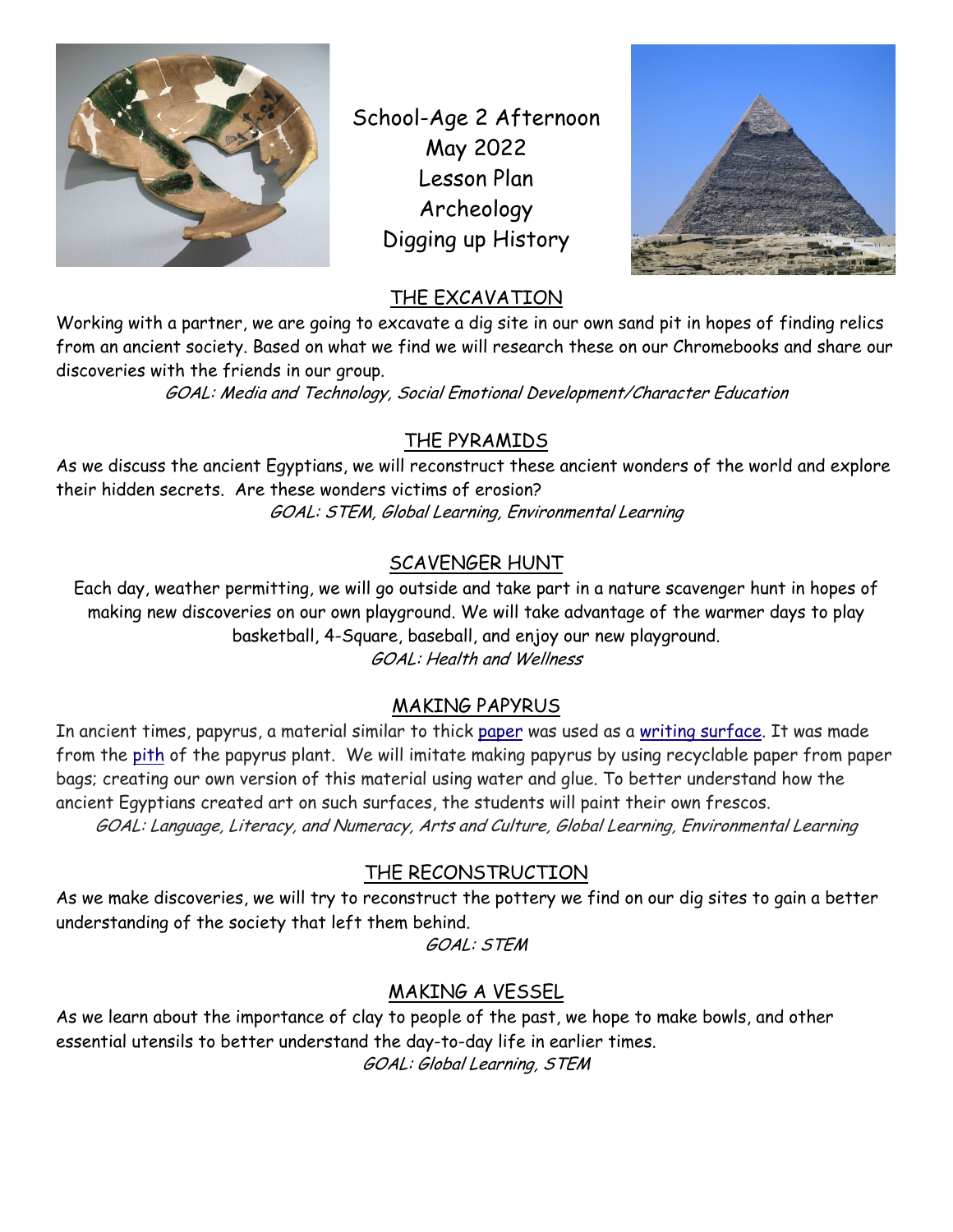# School-Age 2 Afternoon
# May 2022
# Lesson Plan
# Archeology
# Digging up History

## THE EXCAVATION

Working with a partner, we are going to excavate a dig site in our own sand pit in hopes of finding relics from an ancient society. Based on what we find we will research these on our Chromebooks and share our discoveries with the friends in our group.

*GOAL: Media and Technology, Social Emotional Development/Character Education*

## THE PYRAMIDS

As we discuss the ancient Egyptians, we will reconstruct these ancient wonders of the world and explore their hidden secrets. Are these wonders victims of erosion?

*GOAL: STEM, Global Learning, Environmental Learning*

## SCAVENGER HUNT

Each day, weather permitting, we will go outside and take part in a nature scavenger hunt in hopes of making new discoveries on our own playground. We will take advantage of the warmer days to play basketball, 4-Square, baseball, and enjoy our new playground.

*GOAL: Health and Wellness*

## MAKING PAPYRUS

In ancient times, papyrus, a material similar to thick paper was used as a writing surface. It was made from the pith of the papyrus plant. We will imitate making papyrus by using recyclable paper from paper bags; creating our own version of this material using water and glue. To better understand how the ancient Egyptians created art on such surfaces, the students will paint their own frescos.

*GOAL: Language, Literacy, and Numeracy, Arts and Culture, Global Learning, Environmental Learning*

## THE RECONSTRUCTION

As we make discoveries, we will try to reconstruct the pottery we find on our dig sites to gain a better understanding of the society that left them behind.

*GOAL: STEM*

## MAKING A VESSEL

As we learn about the importance of clay to people of the past, we hope to make bowls, and other essential utensils to better understand the day-to-day life in earlier times.

*GOAL: Global Learning, STEM*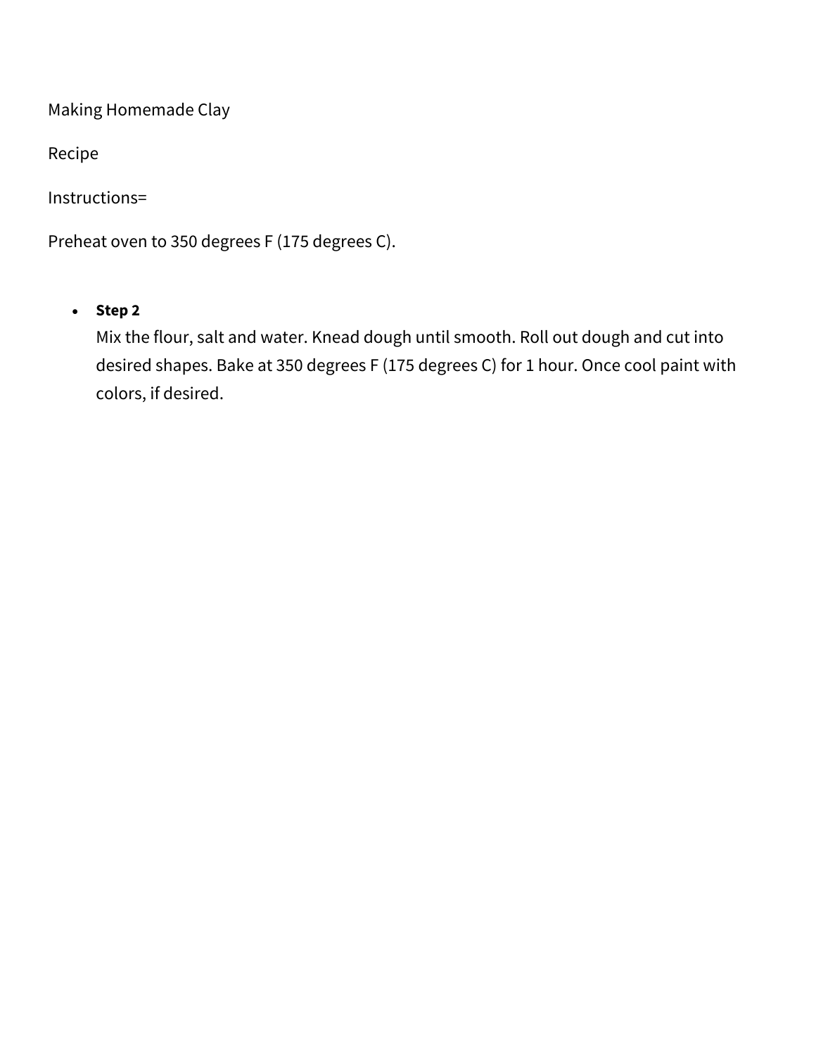Making Homemade Clay

Recipe

Instructions=

Preheat oven to 350 degrees F (175 degrees C).

- **Step 2**
  Mix the flour, salt and water. Knead dough until smooth. Roll out dough and cut into desired shapes. Bake at 350 degrees F (175 degrees C) for 1 hour. Once cool paint with colors, if desired.